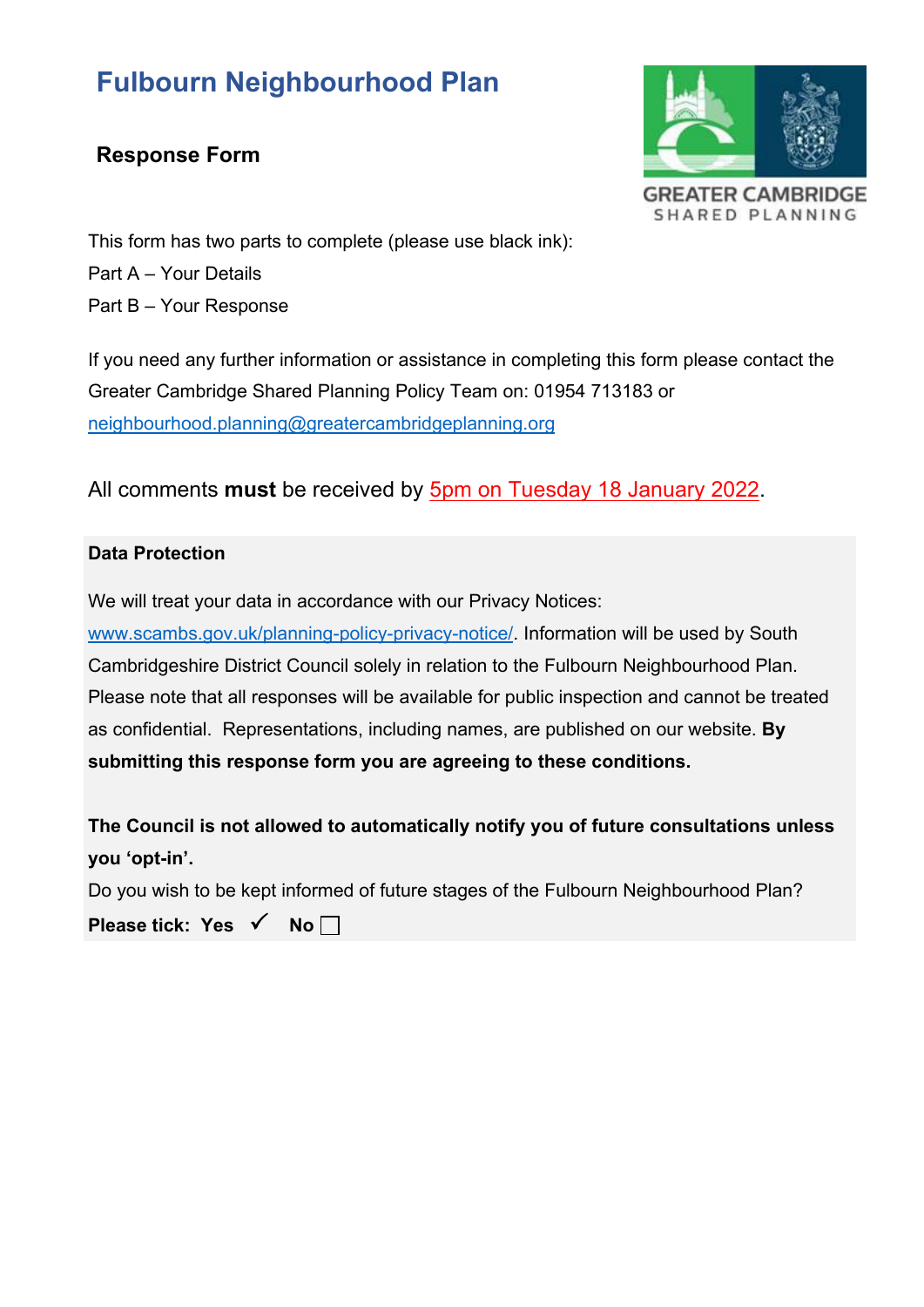# Fulbourn Neighbourhood Plan

GREATER CAMBRIDGE
SHARED PLANNING

## Response Form

This form has two parts to complete (please use black ink):

Part A – Your Details

Part B – Your Response

If you need any further information or assistance in completing this form please contact the Greater Cambridge Shared Planning Policy Team on: 01954 713183 or neighbourhood.planning@greatercambridgeplanning.org

All comments **must** be received by 5pm on Tuesday 18 January 2022.

**Data Protection**

We will treat your data in accordance with our Privacy Notices: www.scambs.gov.uk/planning-policy-privacy-notice/. Information will be used by South Cambridgeshire District Council solely in relation to the Fulbourn Neighbourhood Plan. Please note that all responses will be available for public inspection and cannot be treated as confidential. Representations, including names, are published on our website. **By submitting this response form you are agreeing to these conditions.**

**The Council is not allowed to automatically notify you of future consultations unless you 'opt-in'.**

Do you wish to be kept informed of future stages of the Fulbourn Neighbourhood Plan?

**Please tick: Yes** ✓ **No** ☐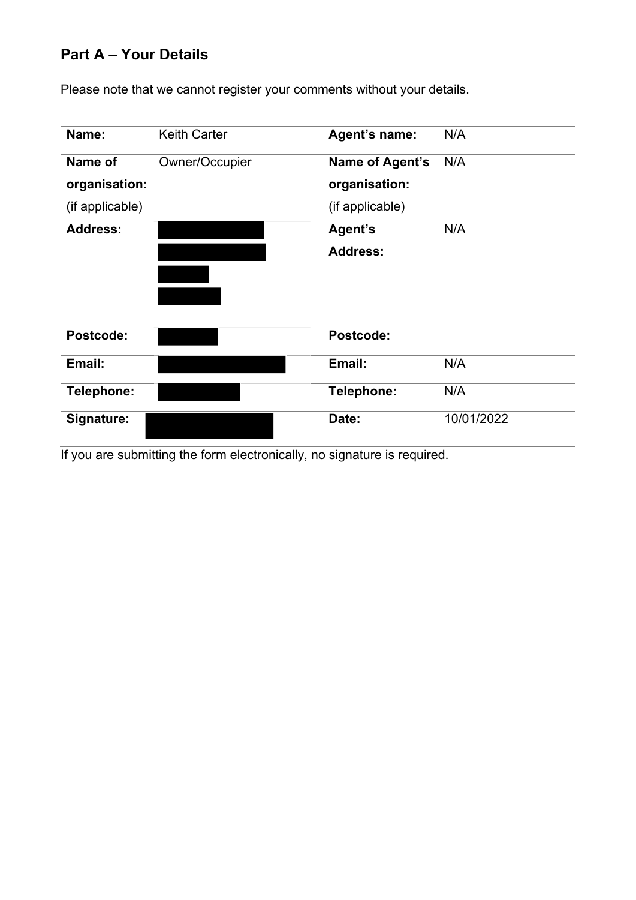## Part A – Your Details

Please note that we cannot register your comments without your details.

| | | | |
|---|---|---|---|
| **Name:** | Keith Carter | **Agent's name:** | N/A |
| **Name of organisation:** (if applicable) | Owner/Occupier | **Name of Agent's organisation:** (if applicable) | N/A |
| **Address:** | | **Agent's Address:** | N/A |
| **Postcode:** | | **Postcode:** | |
| **Email:** | | **Email:** | N/A |
| **Telephone:** | | **Telephone:** | N/A |
| **Signature:** | | **Date:** | 10/01/2022 |

If you are submitting the form electronically, no signature is required.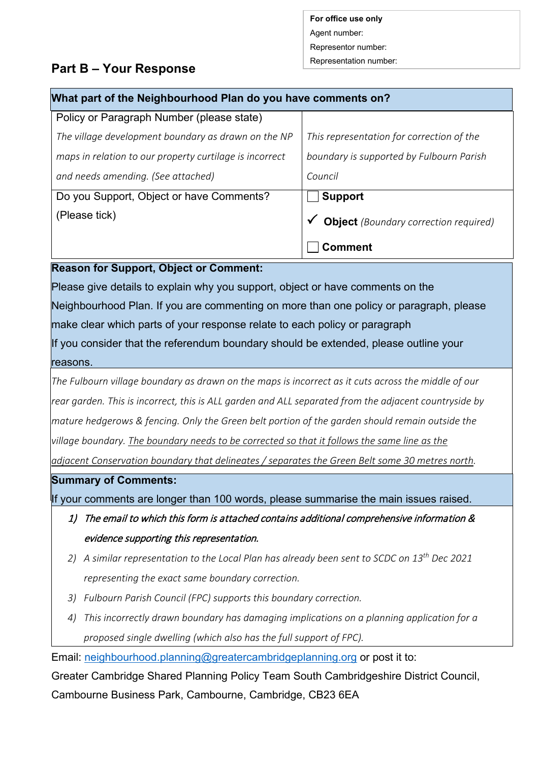| For office use only |
|---|
| Agent number: |
| Representor number: |
| Representation number: |

## Part B – Your Response

| What part of the Neighbourhood Plan do you have comments on? | |
|---|---|
| Policy or Paragraph Number (please state) *The village development boundary as drawn on the NP maps in relation to our property curtilage is incorrect and needs amending. (See attached)* | *This representation for correction of the boundary is supported by Fulbourn Parish Council* |
| Do you Support, Object or have Comments? (Please tick) | ☐ **Support** ✓ **Object** *(Boundary correction required)* ☐ **Comment** |

**Reason for Support, Object or Comment:**

Please give details to explain why you support, object or have comments on the Neighbourhood Plan. If you are commenting on more than one policy or paragraph, please make clear which parts of your response relate to each policy or paragraph

If you consider that the referendum boundary should be extended, please outline your reasons.

*The Fulbourn village boundary as drawn on the maps is incorrect as it cuts across the middle of our rear garden. This is incorrect, this is ALL garden and ALL separated from the adjacent countryside by mature hedgerows & fencing. Only the Green belt portion of the garden should remain outside the village boundary.* <u>*The boundary needs to be corrected so that it follows the same line as the adjacent Conservation boundary that delineates / separates the Green Belt some 30 metres north*</u>*.*

**Summary of Comments:**

If your comments are longer than 100 words, please summarise the main issues raised.

1) *The email to which this form is attached contains additional comprehensive information & evidence supporting this representation.*
2) *A similar representation to the Local Plan has already been sent to SCDC on 13th Dec 2021 representing the exact same boundary correction.*
3) *Fulbourn Parish Council (FPC) supports this boundary correction.*
4) *This incorrectly drawn boundary has damaging implications on a planning application for a proposed single dwelling (which also has the full support of FPC).*

Email: [neighbourhood.planning@greatercambridgeplanning.org](mailto:neighbourhood.planning@greatercambridgeplanning.org) or post it to:

Greater Cambridge Shared Planning Policy Team South Cambridgeshire District Council, Cambourne Business Park, Cambourne, Cambridge, CB23 6EA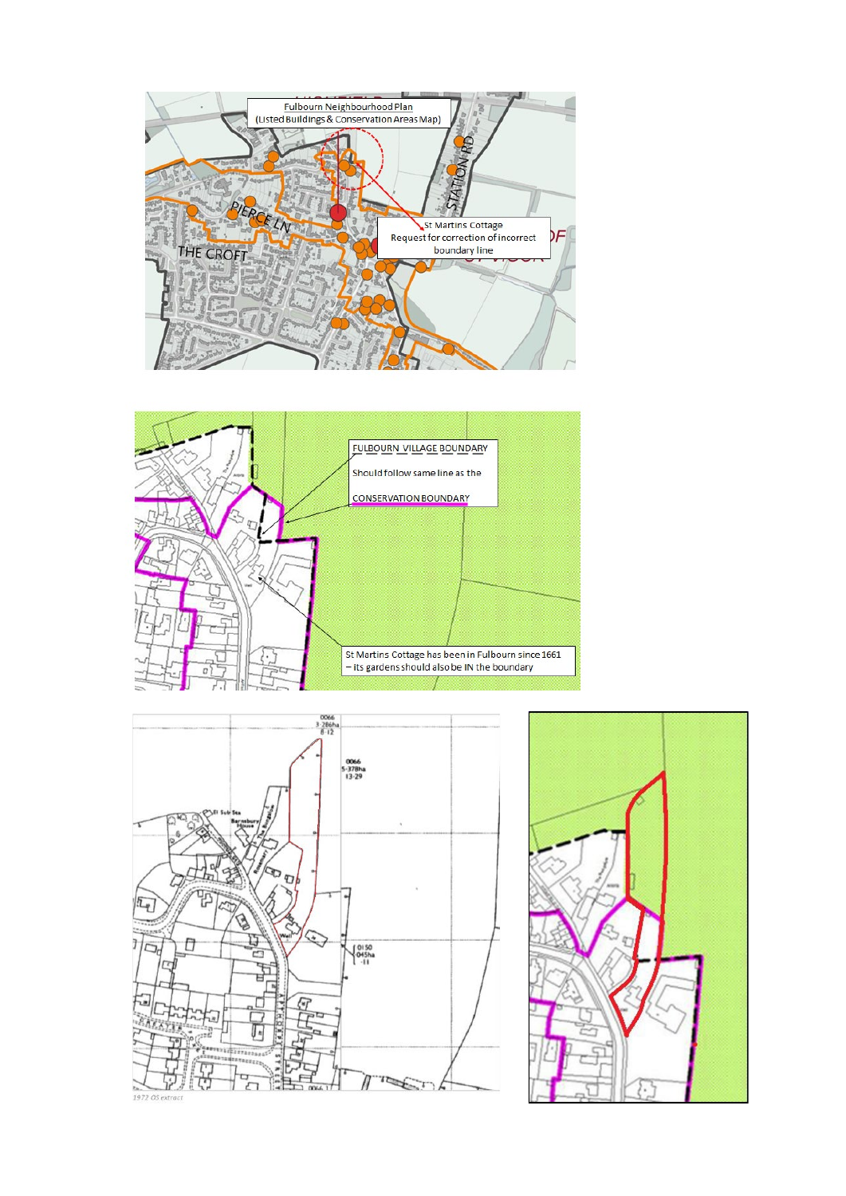Fulbourn Neighbourhood Plan
(Listed Buildings & Conservation Areas Map)

St Martins Cottage
Request for correction of incorrect boundary line

FULBOURN VILLAGE BOUNDARY

Should follow same line as the

CONSERVATION BOUNDARY

St Martins Cottage has been in Fulbourn since 1661 – its gardens should also be IN the boundary

1972 OS extract